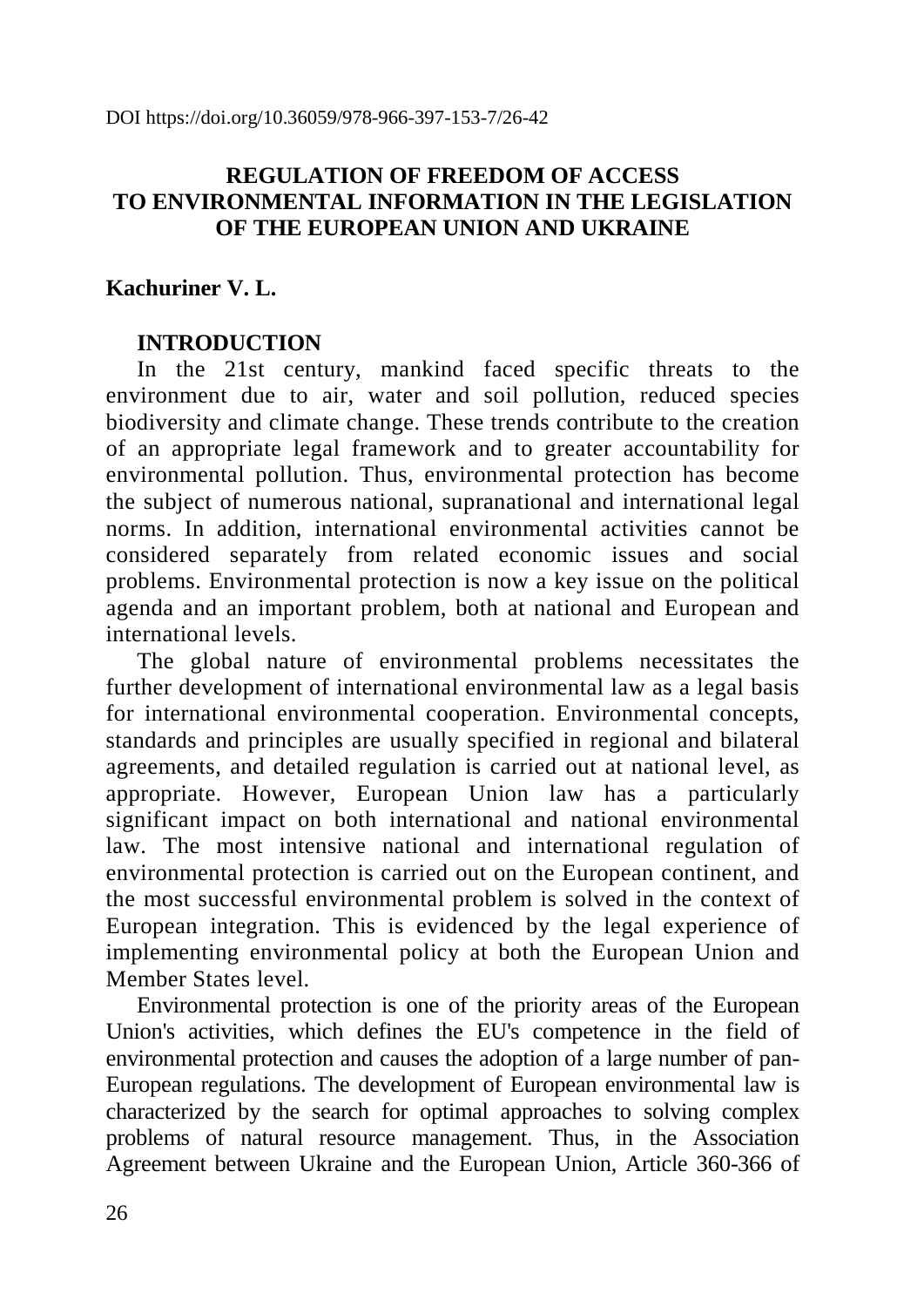DOI https://doi.org/10.36059/978-966-397-153-7/26-42

# REGULATION OF FREEDOM OF ACCESS TO ENVIRONMENTAL INFORMATION IN THE LEGISLATION OF THE EUROPEAN UNION AND UKRAINE

**Kachuriner V. L.**

## INTRODUCTION

In the 21st century, mankind faced specific threats to the environment due to air, water and soil pollution, reduced species biodiversity and climate change. These trends contribute to the creation of an appropriate legal framework and to greater accountability for environmental pollution. Thus, environmental protection has become the subject of numerous national, supranational and international legal norms. In addition, international environmental activities cannot be considered separately from related economic issues and social problems. Environmental protection is now a key issue on the political agenda and an important problem, both at national and European and international levels.

The global nature of environmental problems necessitates the further development of international environmental law as a legal basis for international environmental cooperation. Environmental concepts, standards and principles are usually specified in regional and bilateral agreements, and detailed regulation is carried out at national level, as appropriate. However, European Union law has a particularly significant impact on both international and national environmental law. The most intensive national and international regulation of environmental protection is carried out on the European continent, and the most successful environmental problem is solved in the context of European integration. This is evidenced by the legal experience of implementing environmental policy at both the European Union and Member States level.

Environmental protection is one of the priority areas of the European Union's activities, which defines the EU's competence in the field of environmental protection and causes the adoption of a large number of pan-European regulations. The development of European environmental law is characterized by the search for optimal approaches to solving complex problems of natural resource management. Thus, in the Association Agreement between Ukraine and the European Union, Article 360-366 of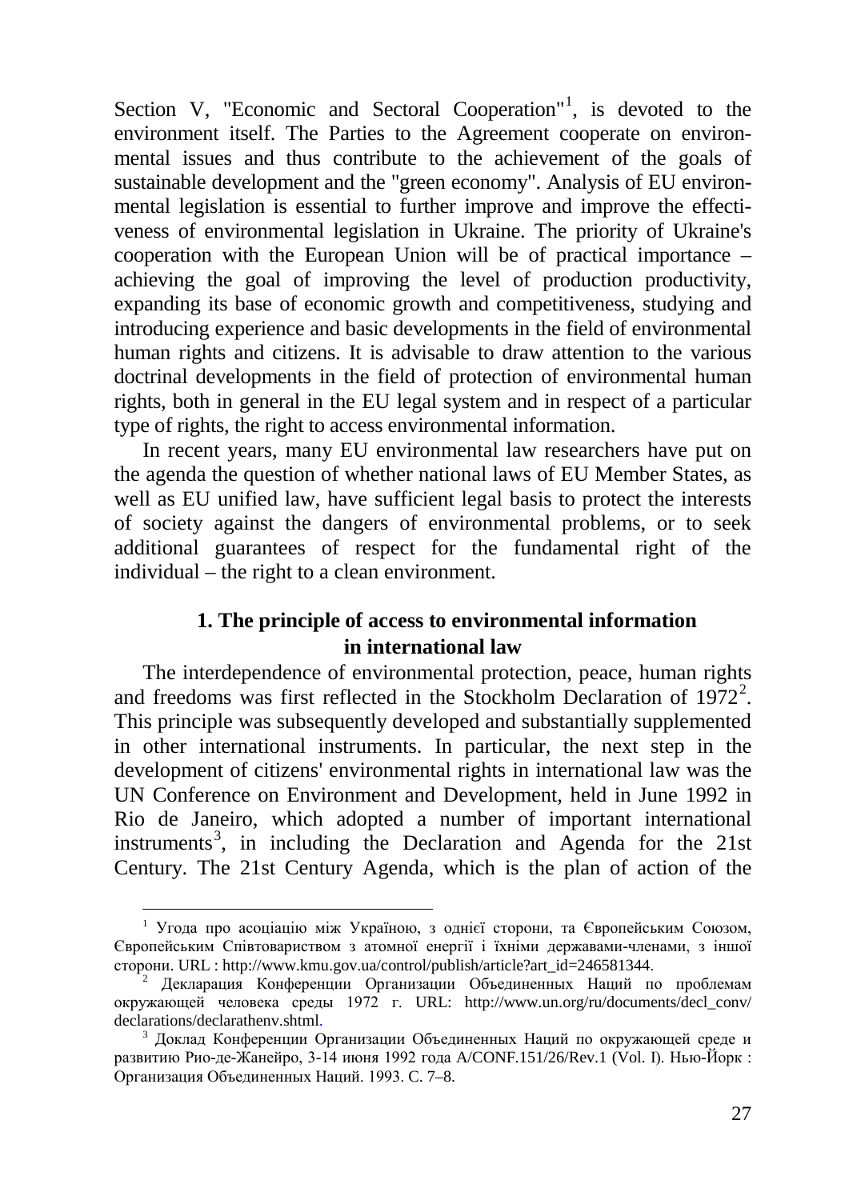Section V, "Economic and Sectoral Cooperation"[1], is devoted to the environment itself. The Parties to the Agreement cooperate on environmental issues and thus contribute to the achievement of the goals of sustainable development and the "green economy". Analysis of EU environmental legislation is essential to further improve and improve the effectiveness of environmental legislation in Ukraine. The priority of Ukraine's cooperation with the European Union will be of practical importance – achieving the goal of improving the level of production productivity, expanding its base of economic growth and competitiveness, studying and introducing experience and basic developments in the field of environmental human rights and citizens. It is advisable to draw attention to the various doctrinal developments in the field of protection of environmental human rights, both in general in the EU legal system and in respect of a particular type of rights, the right to access environmental information.

In recent years, many EU environmental law researchers have put on the agenda the question of whether national laws of EU Member States, as well as EU unified law, have sufficient legal basis to protect the interests of society against the dangers of environmental problems, or to seek additional guarantees of respect for the fundamental right of the individual – the right to a clean environment.

## 1. The principle of access to environmental information in international law

The interdependence of environmental protection, peace, human rights and freedoms was first reflected in the Stockholm Declaration of 1972[2]. This principle was subsequently developed and substantially supplemented in other international instruments. In particular, the next step in the development of citizens' environmental rights in international law was the UN Conference on Environment and Development, held in June 1992 in Rio de Janeiro, which adopted a number of important international instruments[3], in including the Declaration and Agenda for the 21st Century. The 21st Century Agenda, which is the plan of action of the

---

[1] Угода про асоціацію між Україною, з однієї сторони, та Європейським Союзом, Європейським Співтовариством з атомної енергії і їхніми державами-членами, з іншої сторони. URL : http://www.kmu.gov.ua/control/publish/article?art_id=246581344.

[2] Декларация Конференции Организации Объединенных Наций по проблемам окружающей человека среды 1972 г. URL: http://www.un.org/ru/documents/decl_conv/declarations/declarathenv.shtml.

[3] Доклад Конференции Организации Объединенных Наций по окружающей среде и развитию Рио-де-Жанейро, 3-14 июня 1992 года A/CONF.151/26/Rev.1 (Vol. I). Нью-Йорк : Организация Объединенных Наций. 1993. С. 7–8.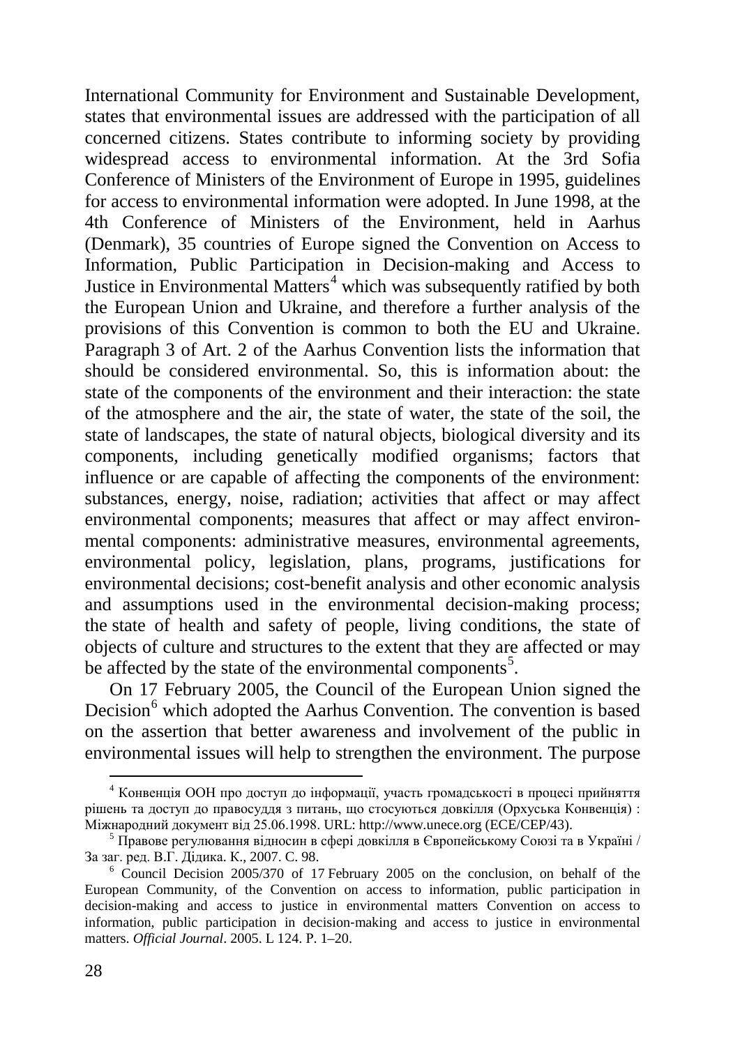International Community for Environment and Sustainable Development, states that environmental issues are addressed with the participation of all concerned citizens. States contribute to informing society by providing widespread access to environmental information. At the 3rd Sofia Conference of Ministers of the Environment of Europe in 1995, guidelines for access to environmental information were adopted. In June 1998, at the 4th Conference of Ministers of the Environment, held in Aarhus (Denmark), 35 countries of Europe signed the Convention on Access to Information, Public Participation in Decision-making and Access to Justice in Environmental Matters[4] which was subsequently ratified by both the European Union and Ukraine, and therefore a further analysis of the provisions of this Convention is common to both the EU and Ukraine. Paragraph 3 of Art. 2 of the Aarhus Convention lists the information that should be considered environmental. So, this is information about: the state of the components of the environment and their interaction: the state of the atmosphere and the air, the state of water, the state of the soil, the state of landscapes, the state of natural objects, biological diversity and its components, including genetically modified organisms; factors that influence or are capable of affecting the components of the environment: substances, energy, noise, radiation; activities that affect or may affect environmental components; measures that affect or may affect environmental components: administrative measures, environmental agreements, environmental policy, legislation, plans, programs, justifications for environmental decisions; cost-benefit analysis and other economic analysis and assumptions used in the environmental decision-making process; the state of health and safety of people, living conditions, the state of objects of culture and structures to the extent that they are affected or may be affected by the state of the environmental components[5].

On 17 February 2005, the Council of the European Union signed the Decision[6] which adopted the Aarhus Convention. The convention is based on the assertion that better awareness and involvement of the public in environmental issues will help to strengthen the environment. The purpose

---

[4] Конвенція ООН про доступ до інформації, участь громадськості в процесі прийняття рішень та доступ до правосуддя з питань, що стосуються довкілля (Орхуська Конвенція) : Міжнародний документ від 25.06.1998. URL: http://www.unece.org (ECE/CEP/43).

[5] Правове регулювання відносин в сфері довкілля в Європейському Союзі та в Україні / За заг. ред. В.Г. Дідика. К., 2007. С. 98.

[6] Council Decision 2005/370 of 17 February 2005 on the conclusion, on behalf of the European Community, of the Convention on access to information, public participation in decision-making and access to justice in environmental matters Convention on access to information, public participation in decision-making and access to justice in environmental matters. *Official Journal*. 2005. L 124. P. 1–20.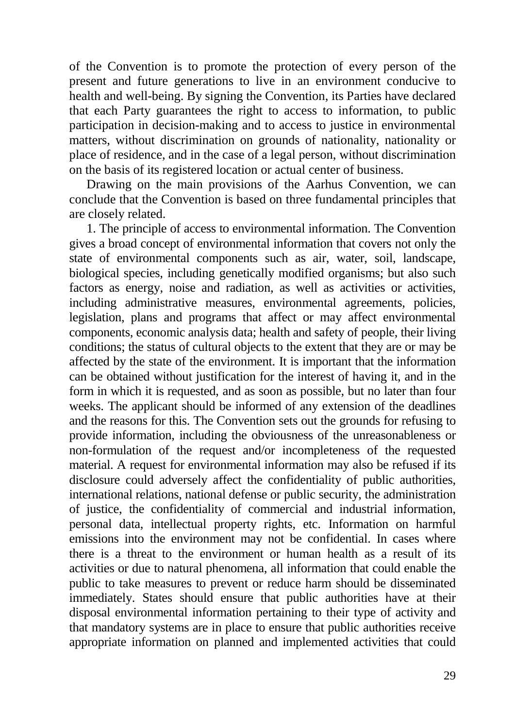of the Convention is to promote the protection of every person of the present and future generations to live in an environment conducive to health and well-being. By signing the Convention, its Parties have declared that each Party guarantees the right to access to information, to public participation in decision-making and to access to justice in environmental matters, without discrimination on grounds of nationality, nationality or place of residence, and in the case of a legal person, without discrimination on the basis of its registered location or actual center of business.

Drawing on the main provisions of the Aarhus Convention, we can conclude that the Convention is based on three fundamental principles that are closely related.

1. The principle of access to environmental information. The Convention gives a broad concept of environmental information that covers not only the state of environmental components such as air, water, soil, landscape, biological species, including genetically modified organisms; but also such factors as energy, noise and radiation, as well as activities or activities, including administrative measures, environmental agreements, policies, legislation, plans and programs that affect or may affect environmental components, economic analysis data; health and safety of people, their living conditions; the status of cultural objects to the extent that they are or may be affected by the state of the environment. It is important that the information can be obtained without justification for the interest of having it, and in the form in which it is requested, and as soon as possible, but no later than four weeks. The applicant should be informed of any extension of the deadlines and the reasons for this. The Convention sets out the grounds for refusing to provide information, including the obviousness of the unreasonableness or non-formulation of the request and/or incompleteness of the requested material. A request for environmental information may also be refused if its disclosure could adversely affect the confidentiality of public authorities, international relations, national defense or public security, the administration of justice, the confidentiality of commercial and industrial information, personal data, intellectual property rights, etc. Information on harmful emissions into the environment may not be confidential. In cases where there is a threat to the environment or human health as a result of its activities or due to natural phenomena, all information that could enable the public to take measures to prevent or reduce harm should be disseminated immediately. States should ensure that public authorities have at their disposal environmental information pertaining to their type of activity and that mandatory systems are in place to ensure that public authorities receive appropriate information on planned and implemented activities that could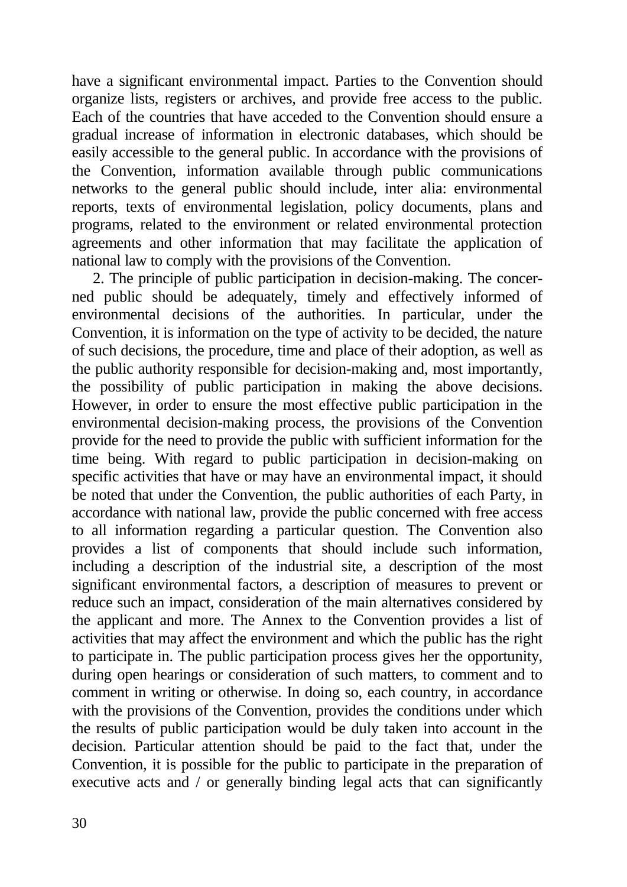have a significant environmental impact. Parties to the Convention should organize lists, registers or archives, and provide free access to the public. Each of the countries that have acceded to the Convention should ensure a gradual increase of information in electronic databases, which should be easily accessible to the general public. In accordance with the provisions of the Convention, information available through public communications networks to the general public should include, inter alia: environmental reports, texts of environmental legislation, policy documents, plans and programs, related to the environment or related environmental protection agreements and other information that may facilitate the application of national law to comply with the provisions of the Convention.

2. The principle of public participation in decision-making. The concerned public should be adequately, timely and effectively informed of environmental decisions of the authorities. In particular, under the Convention, it is information on the type of activity to be decided, the nature of such decisions, the procedure, time and place of their adoption, as well as the public authority responsible for decision-making and, most importantly, the possibility of public participation in making the above decisions. However, in order to ensure the most effective public participation in the environmental decision-making process, the provisions of the Convention provide for the need to provide the public with sufficient information for the time being. With regard to public participation in decision-making on specific activities that have or may have an environmental impact, it should be noted that under the Convention, the public authorities of each Party, in accordance with national law, provide the public concerned with free access to all information regarding a particular question. The Convention also provides a list of components that should include such information, including a description of the industrial site, a description of the most significant environmental factors, a description of measures to prevent or reduce such an impact, consideration of the main alternatives considered by the applicant and more. The Annex to the Convention provides a list of activities that may affect the environment and which the public has the right to participate in. The public participation process gives her the opportunity, during open hearings or consideration of such matters, to comment and to comment in writing or otherwise. In doing so, each country, in accordance with the provisions of the Convention, provides the conditions under which the results of public participation would be duly taken into account in the decision. Particular attention should be paid to the fact that, under the Convention, it is possible for the public to participate in the preparation of executive acts and / or generally binding legal acts that can significantly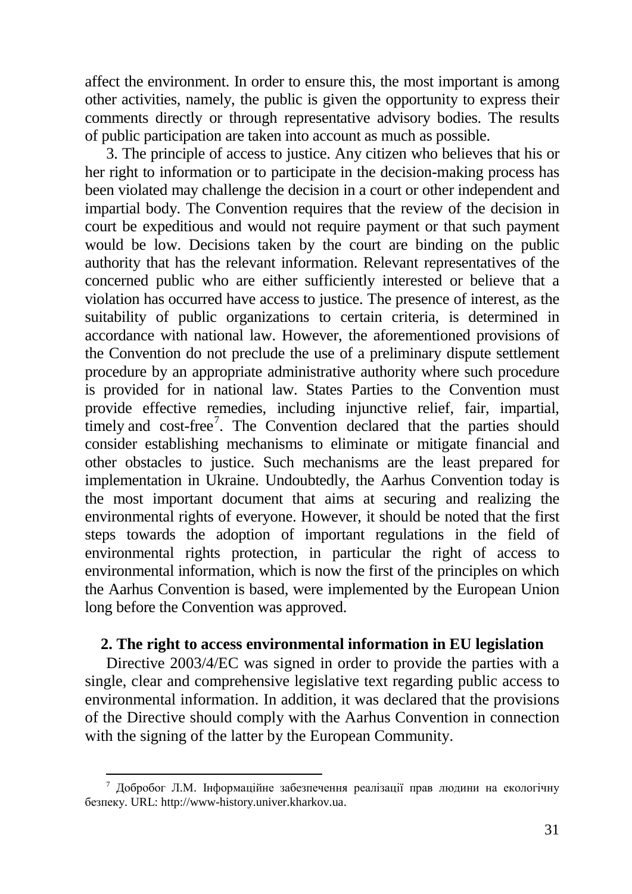affect the environment. In order to ensure this, the most important is among other activities, namely, the public is given the opportunity to express their comments directly or through representative advisory bodies. The results of public participation are taken into account as much as possible.

3. The principle of access to justice. Any citizen who believes that his or her right to information or to participate in the decision-making process has been violated may challenge the decision in a court or other independent and impartial body. The Convention requires that the review of the decision in court be expeditious and would not require payment or that such payment would be low. Decisions taken by the court are binding on the public authority that has the relevant information. Relevant representatives of the concerned public who are either sufficiently interested or believe that a violation has occurred have access to justice. The presence of interest, as the suitability of public organizations to certain criteria, is determined in accordance with national law. However, the aforementioned provisions of the Convention do not preclude the use of a preliminary dispute settlement procedure by an appropriate administrative authority where such procedure is provided for in national law. States Parties to the Convention must provide effective remedies, including injunctive relief, fair, impartial, timely and cost-free[7]. The Convention declared that the parties should consider establishing mechanisms to eliminate or mitigate financial and other obstacles to justice. Such mechanisms are the least prepared for implementation in Ukraine. Undoubtedly, the Aarhus Convention today is the most important document that aims at securing and realizing the environmental rights of everyone. However, it should be noted that the first steps towards the adoption of important regulations in the field of environmental rights protection, in particular the right of access to environmental information, which is now the first of the principles on which the Aarhus Convention is based, were implemented by the European Union long before the Convention was approved.

## 2. The right to access environmental information in EU legislation

Directive 2003/4/EC was signed in order to provide the parties with a single, clear and comprehensive legislative text regarding public access to environmental information. In addition, it was declared that the provisions of the Directive should comply with the Aarhus Convention in connection with the signing of the latter by the European Community.

---

[7] Добробог Л.М. Інформаційне забезпечення реалізації прав людини на екологічну безпеку. URL: http://www-history.univer.kharkov.ua.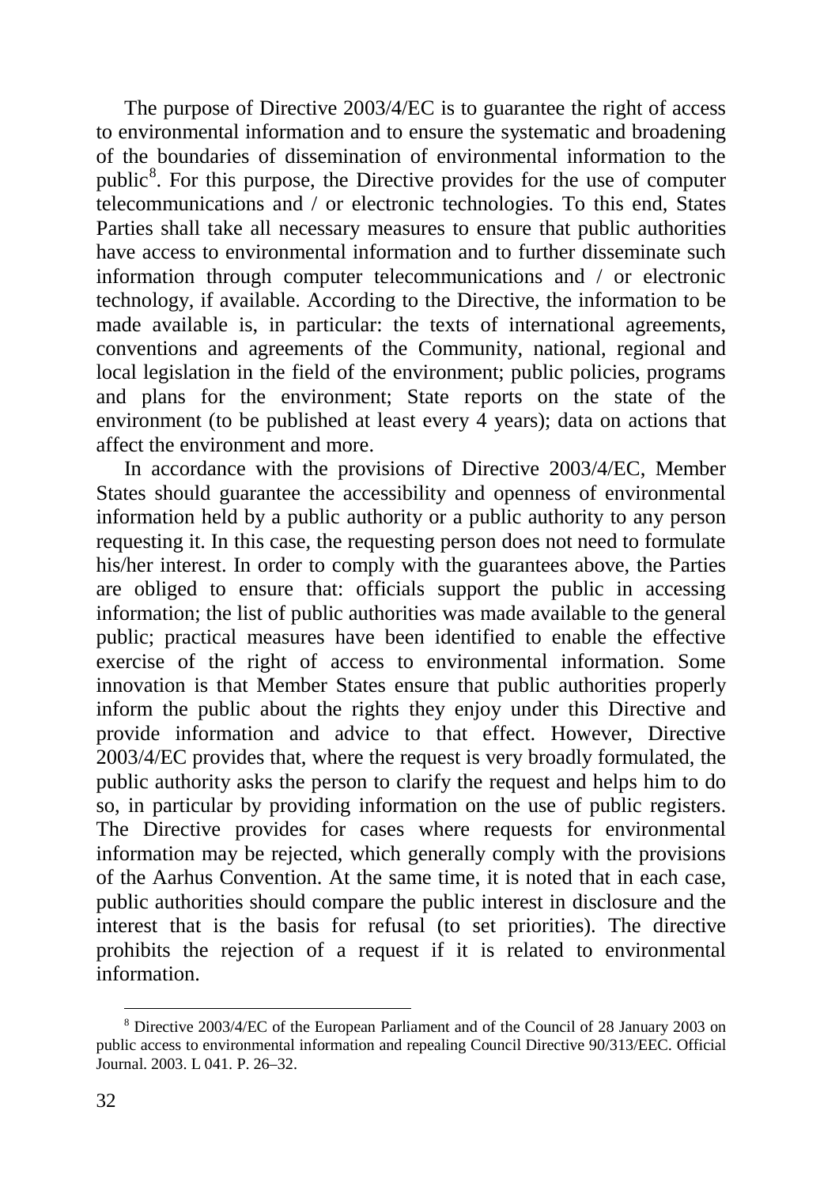The purpose of Directive 2003/4/EC is to guarantee the right of access to environmental information and to ensure the systematic and broadening of the boundaries of dissemination of environmental information to the public[8]. For this purpose, the Directive provides for the use of computer telecommunications and / or electronic technologies. To this end, States Parties shall take all necessary measures to ensure that public authorities have access to environmental information and to further disseminate such information through computer telecommunications and / or electronic technology, if available. According to the Directive, the information to be made available is, in particular: the texts of international agreements, conventions and agreements of the Community, national, regional and local legislation in the field of the environment; public policies, programs and plans for the environment; State reports on the state of the environment (to be published at least every 4 years); data on actions that affect the environment and more.

In accordance with the provisions of Directive 2003/4/EC, Member States should guarantee the accessibility and openness of environmental information held by a public authority or a public authority to any person requesting it. In this case, the requesting person does not need to formulate his/her interest. In order to comply with the guarantees above, the Parties are obliged to ensure that: officials support the public in accessing information; the list of public authorities was made available to the general public; practical measures have been identified to enable the effective exercise of the right of access to environmental information. Some innovation is that Member States ensure that public authorities properly inform the public about the rights they enjoy under this Directive and provide information and advice to that effect. However, Directive 2003/4/EC provides that, where the request is very broadly formulated, the public authority asks the person to clarify the request and helps him to do so, in particular by providing information on the use of public registers. The Directive provides for cases where requests for environmental information may be rejected, which generally comply with the provisions of the Aarhus Convention. At the same time, it is noted that in each case, public authorities should compare the public interest in disclosure and the interest that is the basis for refusal (to set priorities). The directive prohibits the rejection of a request if it is related to environmental information.

---

[8] Directive 2003/4/EC of the European Parliament and of the Council of 28 January 2003 on public access to environmental information and repealing Council Directive 90/313/EEC. Official Journal. 2003. L 041. P. 26–32.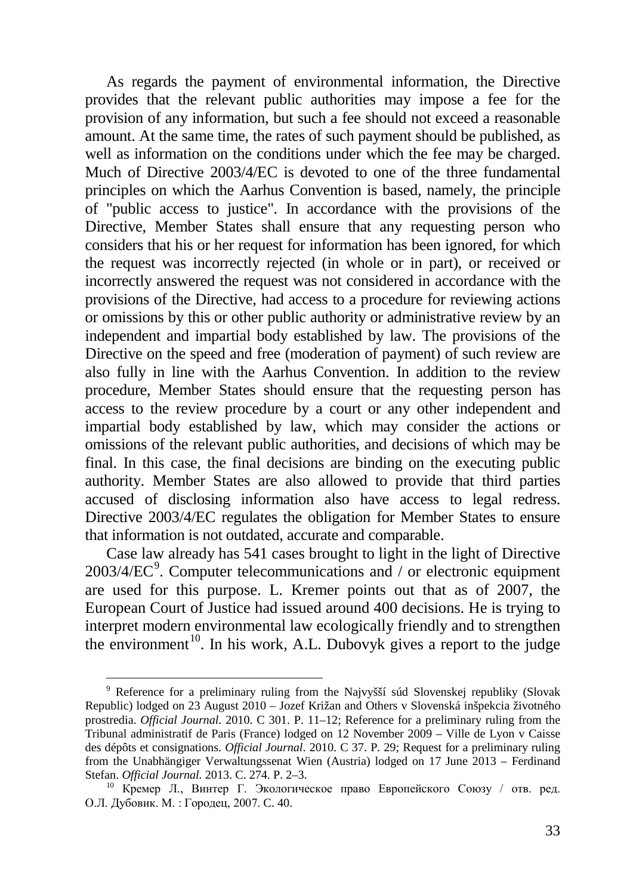As regards the payment of environmental information, the Directive provides that the relevant public authorities may impose a fee for the provision of any information, but such a fee should not exceed a reasonable amount. At the same time, the rates of such payment should be published, as well as information on the conditions under which the fee may be charged. Much of Directive 2003/4/EC is devoted to one of the three fundamental principles on which the Aarhus Convention is based, namely, the principle of "public access to justice". In accordance with the provisions of the Directive, Member States shall ensure that any requesting person who considers that his or her request for information has been ignored, for which the request was incorrectly rejected (in whole or in part), or received or incorrectly answered the request was not considered in accordance with the provisions of the Directive, had access to a procedure for reviewing actions or omissions by this or other public authority or administrative review by an independent and impartial body established by law. The provisions of the Directive on the speed and free (moderation of payment) of such review are also fully in line with the Aarhus Convention. In addition to the review procedure, Member States should ensure that the requesting person has access to the review procedure by a court or any other independent and impartial body established by law, which may consider the actions or omissions of the relevant public authorities, and decisions of which may be final. In this case, the final decisions are binding on the executing public authority. Member States are also allowed to provide that third parties accused of disclosing information also have access to legal redress. Directive 2003/4/EC regulates the obligation for Member States to ensure that information is not outdated, accurate and comparable.

Case law already has 541 cases brought to light in the light of Directive 2003/4/EC[9]. Computer telecommunications and / or electronic equipment are used for this purpose. L. Kremer points out that as of 2007, the European Court of Justice had issued around 400 decisions. He is trying to interpret modern environmental law ecologically friendly and to strengthen the environment[10]. In his work, A.L. Dubovyk gives a report to the judge

---

[9] Reference for a preliminary ruling from the Najvyšší súd Slovenskej republiky (Slovak Republic) lodged on 23 August 2010 – Jozef Križan and Others v Slovenská inšpekcia životného prostredia. *Official Journal.* 2010. C 301. P. 11–12; Reference for a preliminary ruling from the Tribunal administratif de Paris (France) lodged on 12 November 2009 – Ville de Lyon v Caisse des dépôts et consignations. *Official Journal*. 2010. C 37. P. 29; Request for a preliminary ruling from the Unabhängiger Verwaltungssenat Wien (Austria) lodged on 17 June 2013 – Ferdinand Stefan. *Official Journal.* 2013. C. 274. P. 2–3.

[10] Кремер Л., Винтер Г. Экологическое право Европейского Союзу / отв. ред. О.Л. Дубовик. М. : Городец, 2007. С. 40.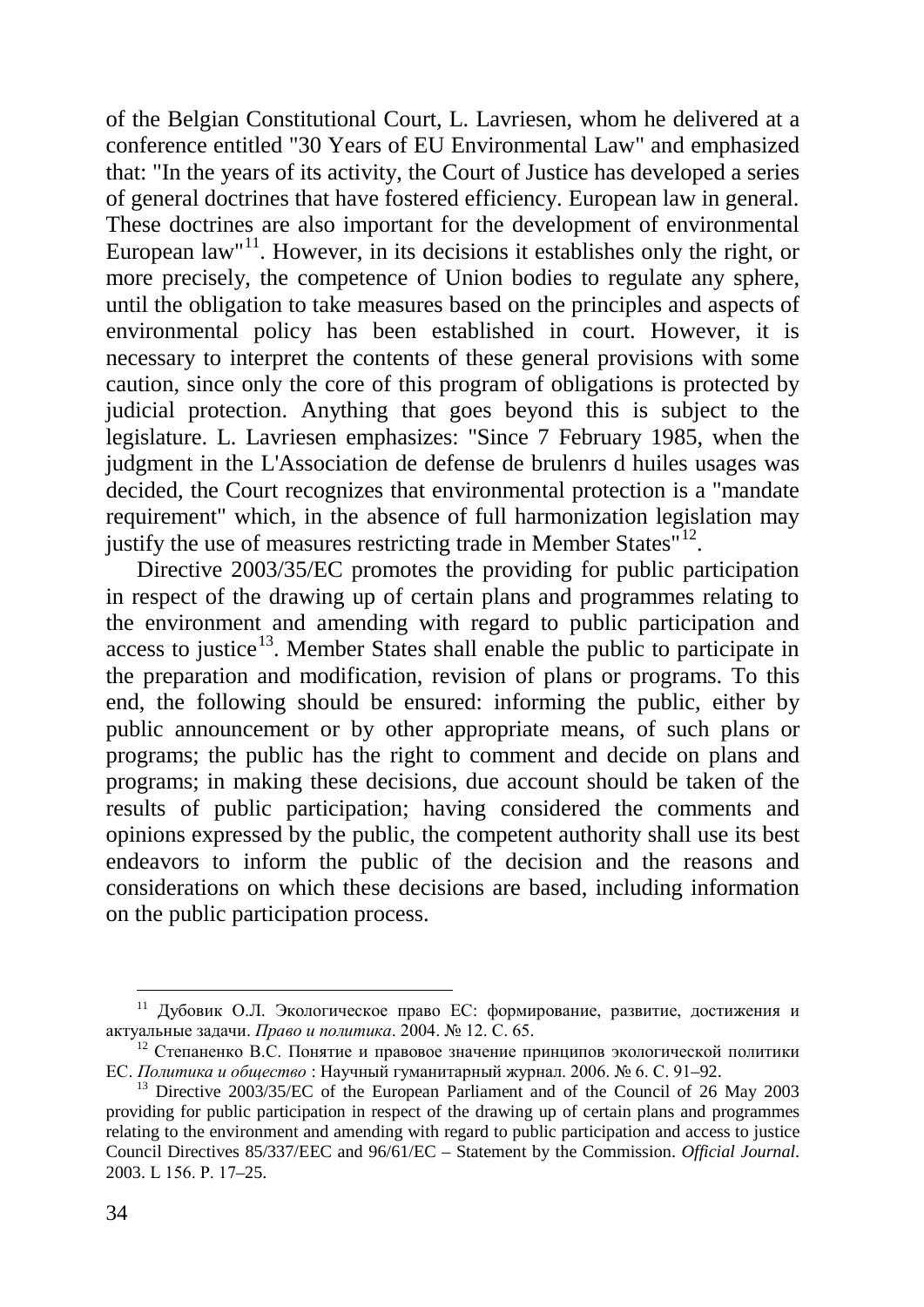of the Belgian Constitutional Court, L. Lavriesen, whom he delivered at a conference entitled "30 Years of EU Environmental Law" and emphasized that: "In the years of its activity, the Court of Justice has developed a series of general doctrines that have fostered efficiency. European law in general. These doctrines are also important for the development of environmental European law"[11]. However, in its decisions it establishes only the right, or more precisely, the competence of Union bodies to regulate any sphere, until the obligation to take measures based on the principles and aspects of environmental policy has been established in court. However, it is necessary to interpret the contents of these general provisions with some caution, since only the core of this program of obligations is protected by judicial protection. Anything that goes beyond this is subject to the legislature. L. Lavriesen emphasizes: "Since 7 February 1985, when the judgment in the L'Association de defense de brulenrs d huiles usages was decided, the Court recognizes that environmental protection is a "mandate requirement" which, in the absence of full harmonization legislation may justify the use of measures restricting trade in Member States"[12].

Directive 2003/35/EC promotes the providing for public participation in respect of the drawing up of certain plans and programmes relating to the environment and amending with regard to public participation and access to justice[13]. Member States shall enable the public to participate in the preparation and modification, revision of plans or programs. To this end, the following should be ensured: informing the public, either by public announcement or by other appropriate means, of such plans or programs; the public has the right to comment and decide on plans and programs; in making these decisions, due account should be taken of the results of public participation; having considered the comments and opinions expressed by the public, the competent authority shall use its best endeavors to inform the public of the decision and the reasons and considerations on which these decisions are based, including information on the public participation process.

---

[11] Дубовик О.Л. Экологическое право ЕС: формирование, развитие, достижения и актуальные задачи. *Право и политика*. 2004. № 12. С. 65.

[12] Степаненко В.С. Понятие и правовое значение принципов экологической политики ЕС. *Политика и общество* : Научный гуманитарный журнал. 2006. № 6. С. 91–92.

[13] Directive 2003/35/EC of the European Parliament and of the Council of 26 May 2003 providing for public participation in respect of the drawing up of certain plans and programmes relating to the environment and amending with regard to public participation and access to justice Council Directives 85/337/EEC and 96/61/EC – Statement by the Commission. *Official Journal*. 2003. L 156. P. 17–25.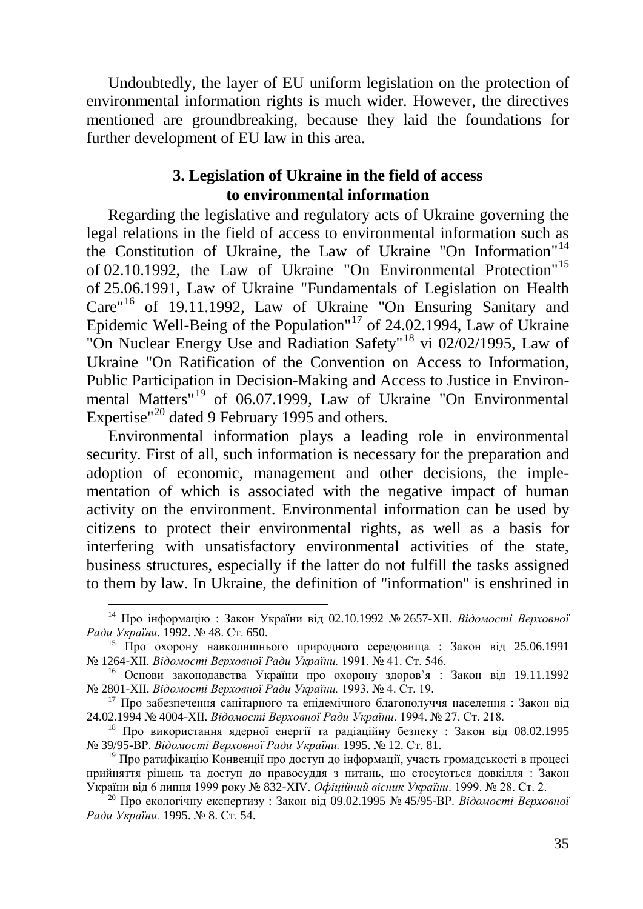Undoubtedly, the layer of EU uniform legislation on the protection of environmental information rights is much wider. However, the directives mentioned are groundbreaking, because they laid the foundations for further development of EU law in this area.

## 3. Legislation of Ukraine in the field of access to environmental information

Regarding the legislative and regulatory acts of Ukraine governing the legal relations in the field of access to environmental information such as the Constitution of Ukraine, the Law of Ukraine "On Information"[14] of 02.10.1992, the Law of Ukraine "On Environmental Protection"[15] of 25.06.1991, Law of Ukraine "Fundamentals of Legislation on Health Care"[16] of 19.11.1992, Law of Ukraine "On Ensuring Sanitary and Epidemic Well-Being of the Population"[17] of 24.02.1994, Law of Ukraine "On Nuclear Energy Use and Radiation Safety"[18] vi 02/02/1995, Law of Ukraine "On Ratification of the Convention on Access to Information, Public Participation in Decision-Making and Access to Justice in Environmental Matters"[19] of 06.07.1999, Law of Ukraine "On Environmental Expertise"[20] dated 9 February 1995 and others.

Environmental information plays a leading role in environmental security. First of all, such information is necessary for the preparation and adoption of economic, management and other decisions, the implementation of which is associated with the negative impact of human activity on the environment. Environmental information can be used by citizens to protect their environmental rights, as well as a basis for interfering with unsatisfactory environmental activities of the state, business structures, especially if the latter do not fulfill the tasks assigned to them by law. In Ukraine, the definition of "information" is enshrined in

---

[14] Про інформацію : Закон України від 02.10.1992 № 2657-XII. *Відомості Верховної Ради України*. 1992. № 48. Ст. 650.

[15] Про охорону навколишнього природного середовища : Закон від 25.06.1991 № 1264-XII. *Відомості Верховної Ради України.* 1991. № 41. Ст. 546.

[16] Основи законодавства України про охорону здоров'я : Закон від 19.11.1992 № 2801-XII. *Відомості Верховної Ради України.* 1993. № 4. Ст. 19.

[17] Про забезпечення санітарного та епідемічного благополуччя населення : Закон від 24.02.1994 № 4004-XII. *Відомості Верховної Ради України*. 1994. № 27. Ст. 218.

[18] Про використання ядерної енергії та радіаційну безпеку : Закон від 08.02.1995 № 39/95-ВР. *Відомості Верховної Ради України.* 1995. № 12. Ст. 81.

[19] Про ратифікацію Конвенції про доступ до інформації, участь громадськості в процесі прийняття рішень та доступ до правосуддя з питань, що стосуються довкілля : Закон України від 6 липня 1999 року № 832-XIV. *Офіційний вісник України*. 1999. № 28. Ст. 2.

[20] Про екологічну експертизу : Закон від 09.02.1995 № 45/95-ВР. *Відомості Верховної Ради України.* 1995. № 8. Ст. 54.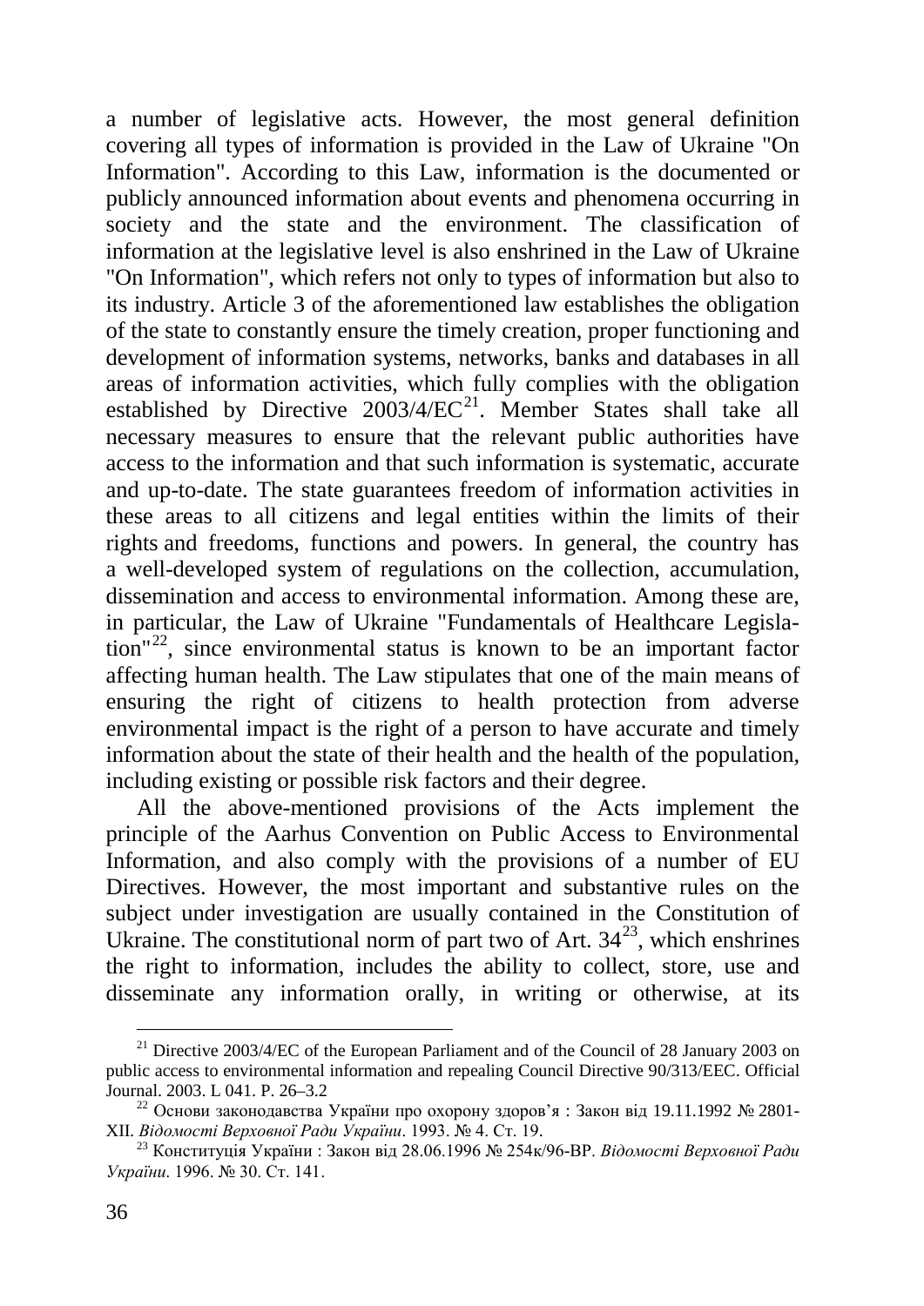a number of legislative acts. However, the most general definition covering all types of information is provided in the Law of Ukraine "On Information". According to this Law, information is the documented or publicly announced information about events and phenomena occurring in society and the state and the environment. The classification of information at the legislative level is also enshrined in the Law of Ukraine "On Information", which refers not only to types of information but also to its industry. Article 3 of the aforementioned law establishes the obligation of the state to constantly ensure the timely creation, proper functioning and development of information systems, networks, banks and databases in all areas of information activities, which fully complies with the obligation established by Directive 2003/4/EC[21]. Member States shall take all necessary measures to ensure that the relevant public authorities have access to the information and that such information is systematic, accurate and up-to-date. The state guarantees freedom of information activities in these areas to all citizens and legal entities within the limits of their rights and freedoms, functions and powers. In general, the country has a well-developed system of regulations on the collection, accumulation, dissemination and access to environmental information. Among these are, in particular, the Law of Ukraine "Fundamentals of Healthcare Legislation"[22], since environmental status is known to be an important factor affecting human health. The Law stipulates that one of the main means of ensuring the right of citizens to health protection from adverse environmental impact is the right of a person to have accurate and timely information about the state of their health and the health of the population, including existing or possible risk factors and their degree.

All the above-mentioned provisions of the Acts implement the principle of the Aarhus Convention on Public Access to Environmental Information, and also comply with the provisions of a number of EU Directives. However, the most important and substantive rules on the subject under investigation are usually contained in the Constitution of Ukraine. The constitutional norm of part two of Art. 34[23], which enshrines the right to information, includes the ability to collect, store, use and disseminate any information orally, in writing or otherwise, at its

---

[21] Directive 2003/4/EC of the European Parliament and of the Council of 28 January 2003 on public access to environmental information and repealing Council Directive 90/313/EEC. Official Journal. 2003. L 041. P. 26–3.2

[22] Основи законодавства України про охорону здоров'я : Закон від 19.11.1992 № 2801-XII. *Відомості Верховної Ради України*. 1993. № 4. Ст. 19.

[23] Конституція України : Закон від 28.06.1996 № 254к/96-ВР. *Відомості Верховної Ради України*. 1996. № 30. Ст. 141.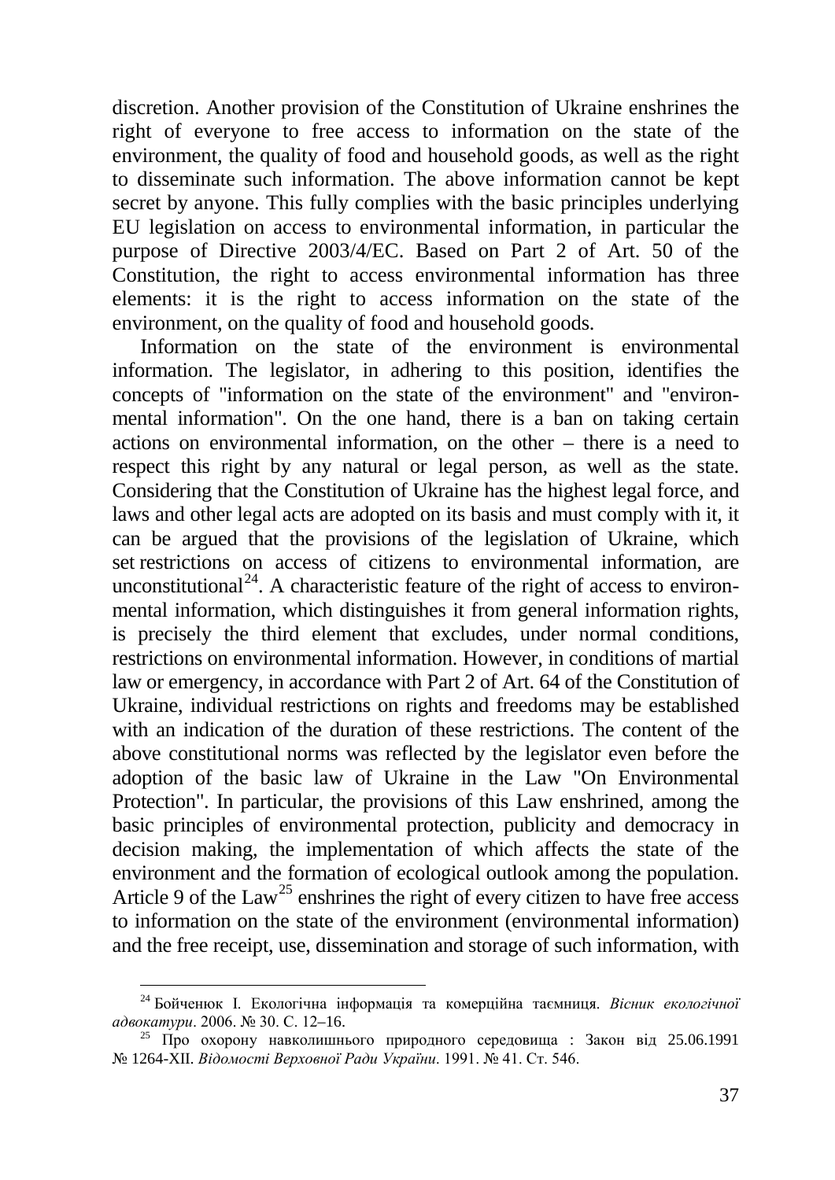discretion. Another provision of the Constitution of Ukraine enshrines the right of everyone to free access to information on the state of the environment, the quality of food and household goods, as well as the right to disseminate such information. The above information cannot be kept secret by anyone. This fully complies with the basic principles underlying EU legislation on access to environmental information, in particular the purpose of Directive 2003/4/EC. Based on Part 2 of Art. 50 of the Constitution, the right to access environmental information has three elements: it is the right to access information on the state of the environment, on the quality of food and household goods.

Information on the state of the environment is environmental information. The legislator, in adhering to this position, identifies the concepts of "information on the state of the environment" and "environmental information". On the one hand, there is a ban on taking certain actions on environmental information, on the other – there is a need to respect this right by any natural or legal person, as well as the state. Considering that the Constitution of Ukraine has the highest legal force, and laws and other legal acts are adopted on its basis and must comply with it, it can be argued that the provisions of the legislation of Ukraine, which set restrictions on access of citizens to environmental information, are unconstitutional[24]. A characteristic feature of the right of access to environmental information, which distinguishes it from general information rights, is precisely the third element that excludes, under normal conditions, restrictions on environmental information. However, in conditions of martial law or emergency, in accordance with Part 2 of Art. 64 of the Constitution of Ukraine, individual restrictions on rights and freedoms may be established with an indication of the duration of these restrictions. The content of the above constitutional norms was reflected by the legislator even before the adoption of the basic law of Ukraine in the Law "On Environmental Protection". In particular, the provisions of this Law enshrined, among the basic principles of environmental protection, publicity and democracy in decision making, the implementation of which affects the state of the environment and the formation of ecological outlook among the population. Article 9 of the Law[25] enshrines the right of every citizen to have free access to information on the state of the environment (environmental information) and the free receipt, use, dissemination and storage of such information, with

---

[24] Бойченюк І. Екологічна інформація та комерційна таємниця. *Вісник екологічної адвокатури*. 2006. № 30. С. 12–16.

[25] Про охорону навколишнього природного середовища : Закон від 25.06.1991 № 1264-XII. *Відомості Верховної Ради України*. 1991. № 41. Ст. 546.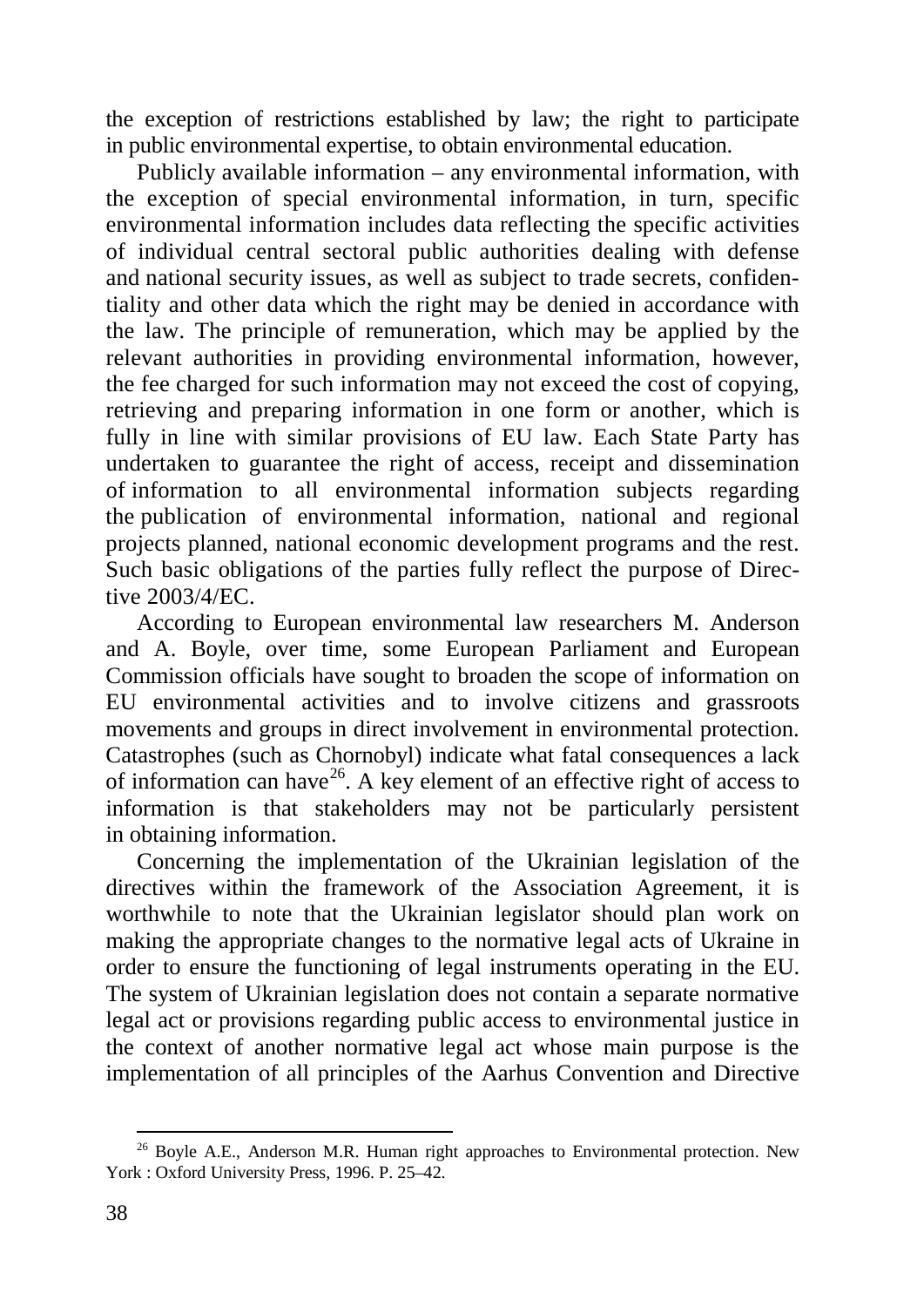the exception of restrictions established by law; the right to participate in public environmental expertise, to obtain environmental education.

Publicly available information – any environmental information, with the exception of special environmental information, in turn, specific environmental information includes data reflecting the specific activities of individual central sectoral public authorities dealing with defense and national security issues, as well as subject to trade secrets, confidentiality and other data which the right may be denied in accordance with the law. The principle of remuneration, which may be applied by the relevant authorities in providing environmental information, however, the fee charged for such information may not exceed the cost of copying, retrieving and preparing information in one form or another, which is fully in line with similar provisions of EU law. Each State Party has undertaken to guarantee the right of access, receipt and dissemination of information to all environmental information subjects regarding the publication of environmental information, national and regional projects planned, national economic development programs and the rest. Such basic obligations of the parties fully reflect the purpose of Directive 2003/4/EC.

According to European environmental law researchers M. Anderson and A. Boyle, over time, some European Parliament and European Commission officials have sought to broaden the scope of information on EU environmental activities and to involve citizens and grassroots movements and groups in direct involvement in environmental protection. Catastrophes (such as Chornobyl) indicate what fatal consequences a lack of information can have[26]. A key element of an effective right of access to information is that stakeholders may not be particularly persistent in obtaining information.

Concerning the implementation of the Ukrainian legislation of the directives within the framework of the Association Agreement, it is worthwhile to note that the Ukrainian legislator should plan work on making the appropriate changes to the normative legal acts of Ukraine in order to ensure the functioning of legal instruments operating in the EU. The system of Ukrainian legislation does not contain a separate normative legal act or provisions regarding public access to environmental justice in the context of another normative legal act whose main purpose is the implementation of all principles of the Aarhus Convention and Directive

---

[26] Boyle A.E., Anderson M.R. Human right approaches to Environmental protection. New York : Oxford University Press, 1996. P. 25–42.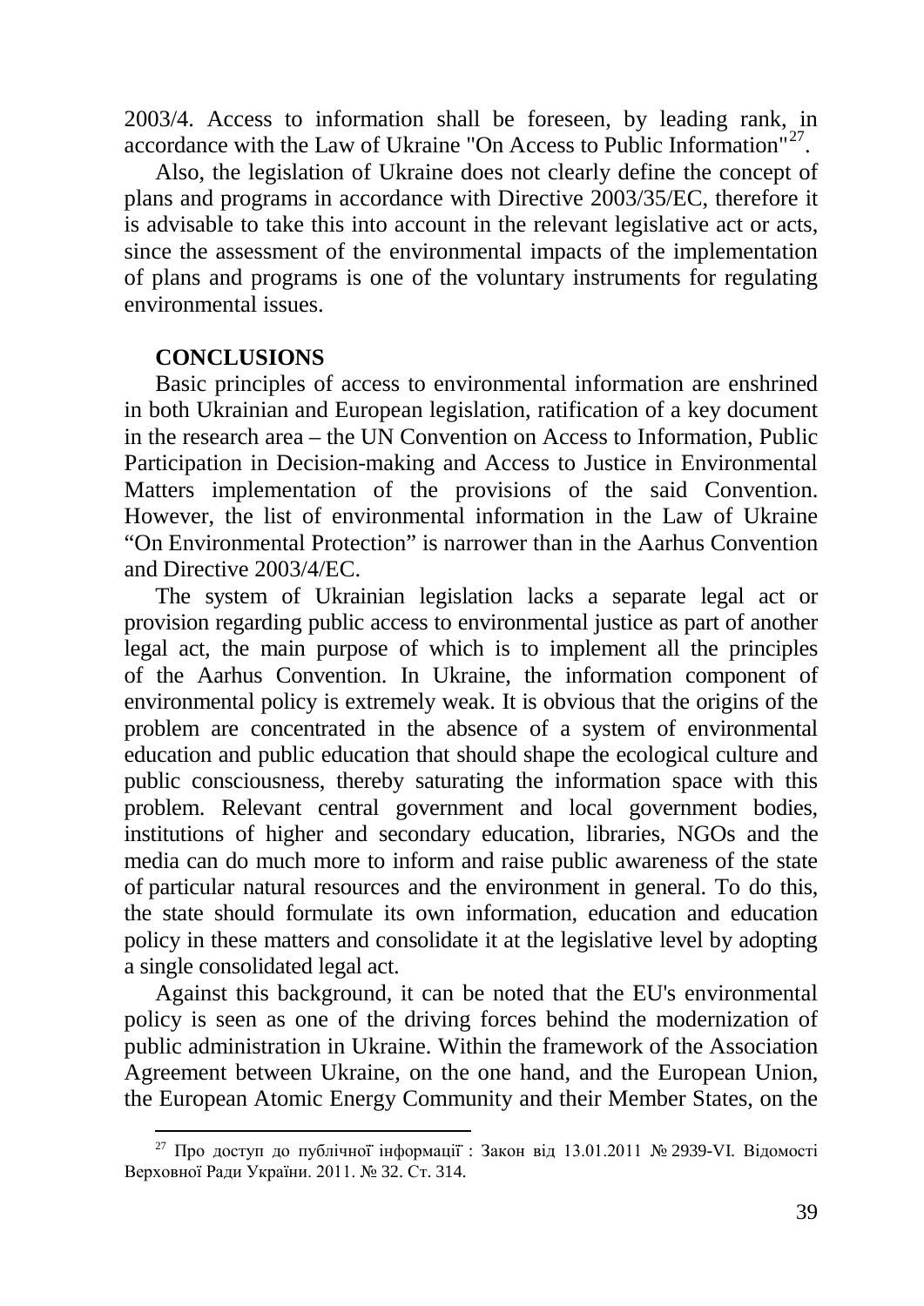2003/4. Access to information shall be foreseen, by leading rank, in accordance with the Law of Ukraine "On Access to Public Information"[27].

Also, the legislation of Ukraine does not clearly define the concept of plans and programs in accordance with Directive 2003/35/EC, therefore it is advisable to take this into account in the relevant legislative act or acts, since the assessment of the environmental impacts of the implementation of plans and programs is one of the voluntary instruments for regulating environmental issues.

**CONCLUSIONS**

Basic principles of access to environmental information are enshrined in both Ukrainian and European legislation, ratification of a key document in the research area – the UN Convention on Access to Information, Public Participation in Decision-making and Access to Justice in Environmental Matters implementation of the provisions of the said Convention. However, the list of environmental information in the Law of Ukraine "On Environmental Protection" is narrower than in the Aarhus Convention and Directive 2003/4/EC.

The system of Ukrainian legislation lacks a separate legal act or provision regarding public access to environmental justice as part of another legal act, the main purpose of which is to implement all the principles of the Aarhus Convention. In Ukraine, the information component of environmental policy is extremely weak. It is obvious that the origins of the problem are concentrated in the absence of a system of environmental education and public education that should shape the ecological culture and public consciousness, thereby saturating the information space with this problem. Relevant central government and local government bodies, institutions of higher and secondary education, libraries, NGOs and the media can do much more to inform and raise public awareness of the state of particular natural resources and the environment in general. To do this, the state should formulate its own information, education and education policy in these matters and consolidate it at the legislative level by adopting a single consolidated legal act.

Against this background, it can be noted that the EU's environmental policy is seen as one of the driving forces behind the modernization of public administration in Ukraine. Within the framework of the Association Agreement between Ukraine, on the one hand, and the European Union, the European Atomic Energy Community and their Member States, on the

---

[27] Про доступ до публічної інформації : Закон від 13.01.2011 № 2939-VI. Відомості Верховної Ради України. 2011. № 32. Ст. 314.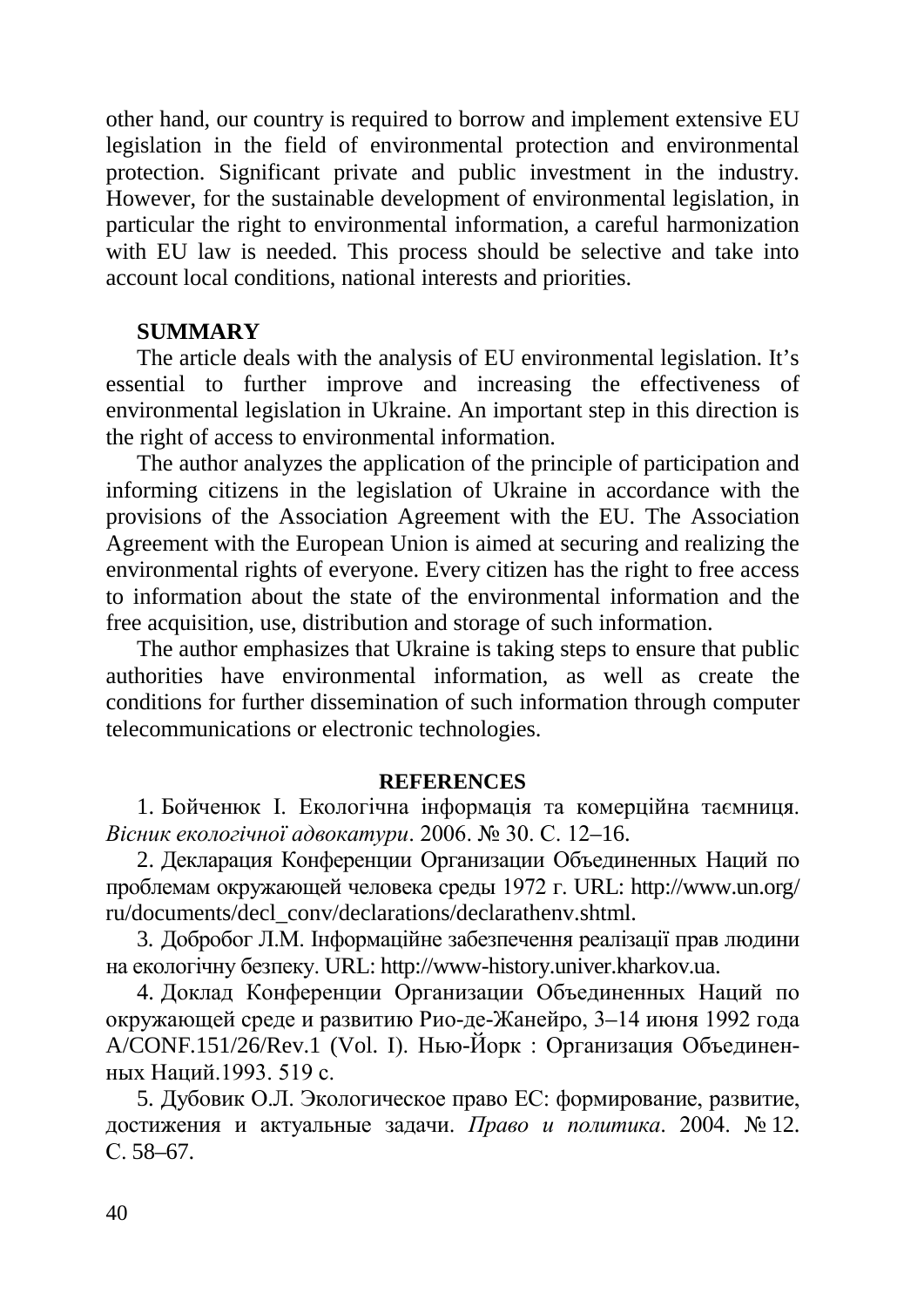other hand, our country is required to borrow and implement extensive EU legislation in the field of environmental protection and environmental protection. Significant private and public investment in the industry. However, for the sustainable development of environmental legislation, in particular the right to environmental information, a careful harmonization with EU law is needed. This process should be selective and take into account local conditions, national interests and priorities.

**SUMMARY**

The article deals with the analysis of EU environmental legislation. It's essential to further improve and increasing the effectiveness of environmental legislation in Ukraine. An important step in this direction is the right of access to environmental information.

The author analyzes the application of the principle of participation and informing citizens in the legislation of Ukraine in accordance with the provisions of the Association Agreement with the EU. The Association Agreement with the European Union is aimed at securing and realizing the environmental rights of everyone. Every citizen has the right to free access to information about the state of the environmental information and the free acquisition, use, distribution and storage of such information.

The author emphasizes that Ukraine is taking steps to ensure that public authorities have environmental information, as well as create the conditions for further dissemination of such information through computer telecommunications or electronic technologies.

**REFERENCES**

1. Бойченюк І. Екологічна інформація та комерційна таємниця. *Вісник екологічної адвокатури*. 2006. № 30. С. 12–16.

2. Декларация Конференции Организации Объединенных Наций по проблемам окружающей человека среды 1972 г. URL: http://www.un.org/ru/documents/decl_conv/declarations/declarathenv.shtml.

3. Добробог Л.М. Інформаційне забезпечення реалізації прав людини на екологічну безпеку. URL: http://www-history.univer.kharkov.ua.

4. Доклад Конференции Организации Объединенных Наций по окружающей среде и развитию Рио-де-Жанейро, 3–14 июня 1992 года A/CONF.151/26/Rev.1 (Vol. I). Нью-Йорк : Организация Объединенных Наций.1993. 519 с.

5. Дубовик О.Л. Экологическое право ЕС: формирование, развитие, достижения и актуальные задачи. *Право и политика*. 2004. № 12. С. 58–67.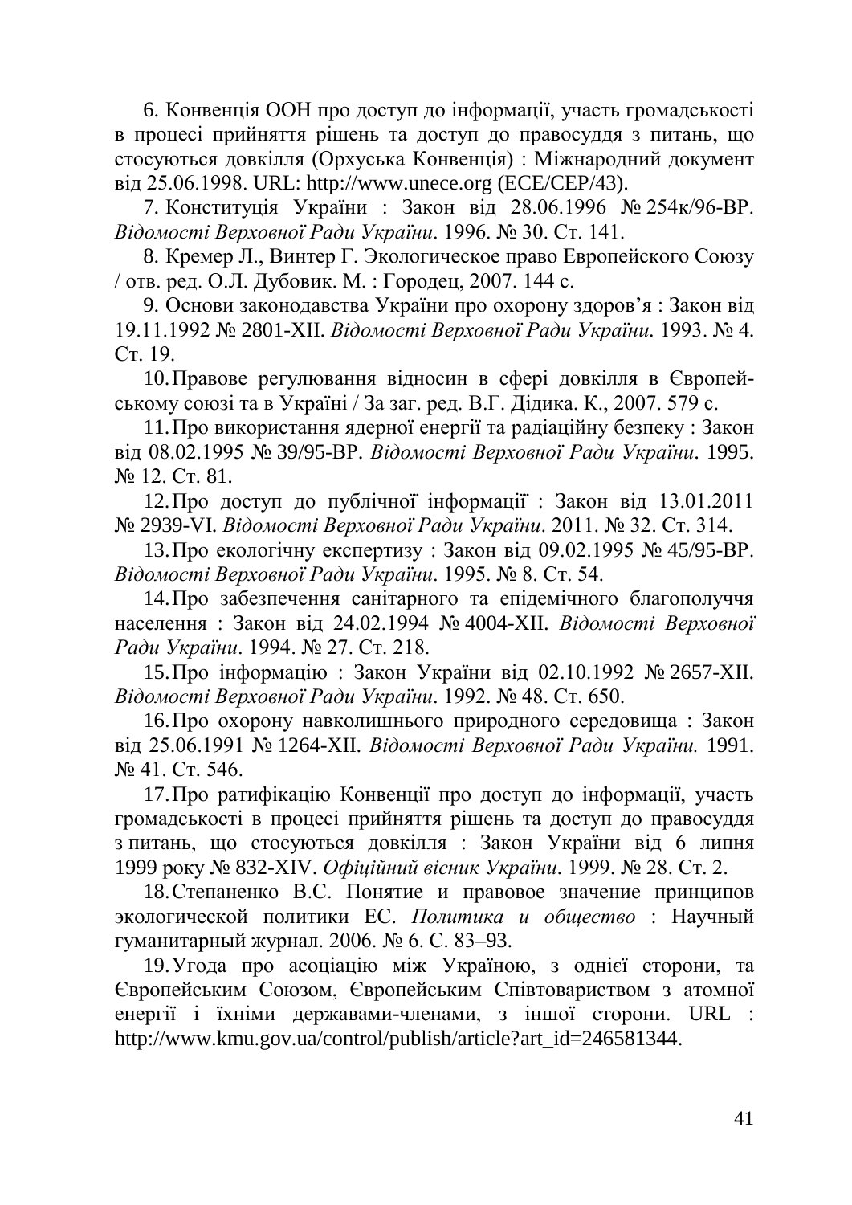6. Конвенція ООН про доступ до інформації, участь громадськості в процесі прийняття рішень та доступ до правосуддя з питань, що стосуються довкілля (Орхуська Конвенція) : Міжнародний документ від 25.06.1998. URL: http://www.unece.org (ECE/CEP/43).

7. Конституція України : Закон від 28.06.1996 № 254к/96-ВР. *Відомості Верховної Ради України*. 1996. № 30. Ст. 141.

8. Кремер Л., Винтер Г. Экологическое право Европейского Союзу / отв. ред. О.Л. Дубовик. М. : Городец, 2007. 144 с.

9. Основи законодавства України про охорону здоров'я : Закон від 19.11.1992 № 2801-XII. *Відомості Верховної Ради України.* 1993. № 4. Ст. 19.

10. Правове регулювання відносин в сфері довкілля в Європейському союзі та в Україні / За заг. ред. В.Г. Дідика. К., 2007. 579 с.

11. Про використання ядерної енергії та радіаційну безпеку : Закон від 08.02.1995 № 39/95-ВР. *Відомості Верховної Ради України*. 1995. № 12. Ст. 81.

12. Про доступ до публічної інформації : Закон від 13.01.2011 № 2939-VI. *Відомості Верховної Ради України*. 2011. № 32. Ст. 314.

13. Про екологічну експертизу : Закон від 09.02.1995 № 45/95-ВР. *Відомості Верховної Ради України*. 1995. № 8. Ст. 54.

14. Про забезпечення санітарного та епідемічного благополуччя населення : Закон від 24.02.1994 № 4004-XII. *Відомості Верховної Ради України*. 1994. № 27. Ст. 218.

15. Про інформацію : Закон України від 02.10.1992 № 2657-XII. *Відомості Верховної Ради України*. 1992. № 48. Ст. 650.

16. Про охорону навколишнього природного середовища : Закон від 25.06.1991 № 1264-XII. *Відомості Верховної Ради України.* 1991. № 41. Ст. 546.

17. Про ратифікацію Конвенції про доступ до інформації, участь громадськості в процесі прийняття рішень та доступ до правосуддя з питань, що стосуються довкілля : Закон України від 6 липня 1999 року № 832-XIV. *Офіційний вісник України*. 1999. № 28. Ст. 2.

18. Степаненко В.С. Понятие и правовое значение принципов экологической политики ЕС. *Политика и общество* : Научный гуманитарный журнал. 2006. № 6. С. 83–93.

19. Угода про асоціацію між Україною, з однієї сторони, та Європейським Союзом, Європейським Співтовариством з атомної енергії і їхніми державами-членами, з іншої сторони. URL : http://www.kmu.gov.ua/control/publish/article?art_id=246581344.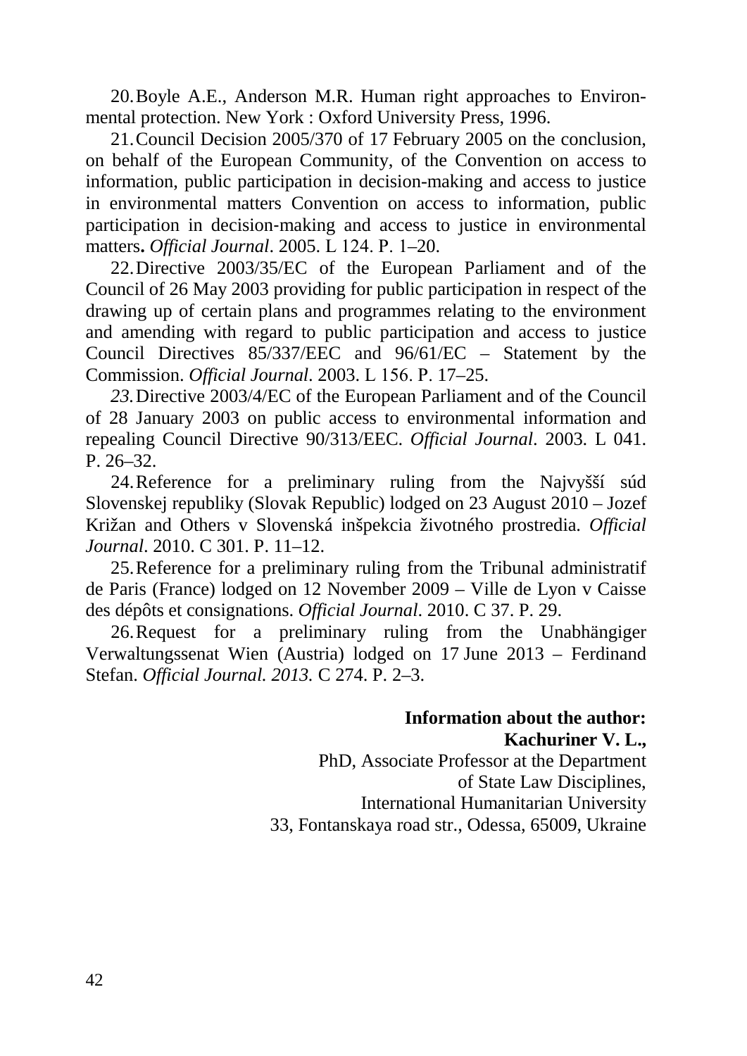20. Boyle A.E., Anderson M.R. Human right approaches to Environmental protection. New York : Oxford University Press, 1996.

21. Council Decision 2005/370 of 17 February 2005 on the conclusion, on behalf of the European Community, of the Convention on access to information, public participation in decision-making and access to justice in environmental matters Convention on access to information, public participation in decision-making and access to justice in environmental matters**.** *Official Journal*. 2005. L 124. P. 1–20.

22. Directive 2003/35/EC of the European Parliament and of the Council of 26 May 2003 providing for public participation in respect of the drawing up of certain plans and programmes relating to the environment and amending with regard to public participation and access to justice Council Directives 85/337/EEC and 96/61/EC – Statement by the Commission. *Official Journal*. 2003. L 156. P. 17–25.

*23.* Directive 2003/4/EC of the European Parliament and of the Council of 28 January 2003 on public access to environmental information and repealing Council Directive 90/313/EEC. *Official Journal*. 2003. L 041. P. 26–32.

24. Reference for a preliminary ruling from the Najvyšší súd Slovenskej republiky (Slovak Republic) lodged on 23 August 2010 – Jozef Križan and Others v Slovenská inšpekcia životného prostredia. *Official Journal*. 2010. C 301. P. 11–12.

25. Reference for a preliminary ruling from the Tribunal administratif de Paris (France) lodged on 12 November 2009 – Ville de Lyon v Caisse des dépôts et consignations. *Official Journal*. 2010. C 37. P. 29.

26. Request for a preliminary ruling from the Unabhängiger Verwaltungssenat Wien (Austria) lodged on 17 June 2013 – Ferdinand Stefan. *Official Journal. 2013.* C 274. P. 2–3.

**Information about the author:**
**Kachuriner V. L.,**
PhD, Associate Professor at the Department
of State Law Disciplines,
International Humanitarian University
33, Fontanskaya road str., Odessa, 65009, Ukraine